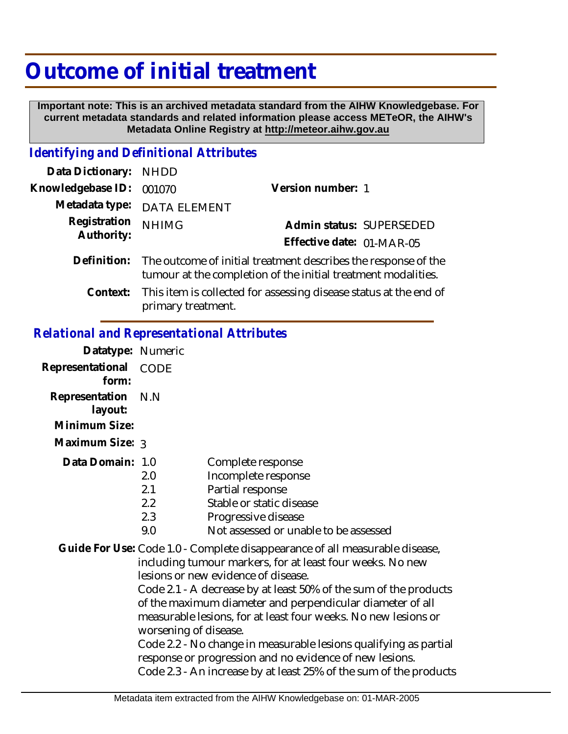# Outcome of initial treatment

**Important note: This is an archived metadata standard from the AIHW Knowledgebase. For current metadata standards and related information please access METeOR, the AIHW's Metadata Online Registry at http://meteor.aihw.gov.au**

## *Identifying and Definitional Attributes*

**Data Dictionary:** NHDD

**Knowledgebase ID:** 001070

**Version number:** 1

**Metadata type:** DATA ELEMENT

**Registration Authority:** NHIMG

**Admin status:** SUPERSEDED

**Effective date:** 01-MAR-05

**Definition:** The outcome of initial treatment describes the response of the tumour at the completion of the initial treatment modalities.

**Context:** This item is collected for assessing disease status at the end of primary treatment.

## *Relational and Representational Attributes*

**Datatype:** Numeric

**Representational form:** CODE

**Representation layout:** N.N

**Minimum Size:**

**Maximum Size:** 3

**Data Domain:**

| Code | Description |
| --- | --- |
| 1.0 | Complete response |
| 2.0 | Incomplete response |
| 2.1 | Partial response |
| 2.2 | Stable or static disease |
| 2.3 | Progressive disease |
| 9.0 | Not assessed or unable to be assessed |

**Guide For Use:** Code 1.0 - Complete disappearance of all measurable disease, including tumour markers, for at least four weeks. No new lesions or new evidence of disease.

Code 2.1 - A decrease by at least 50% of the sum of the products of the maximum diameter and perpendicular diameter of all measurable lesions, for at least four weeks. No new lesions or worsening of disease.

Code 2.2 - No change in measurable lesions qualifying as partial response or progression and no evidence of new lesions.

Code 2.3 - An increase by at least 25% of the sum of the products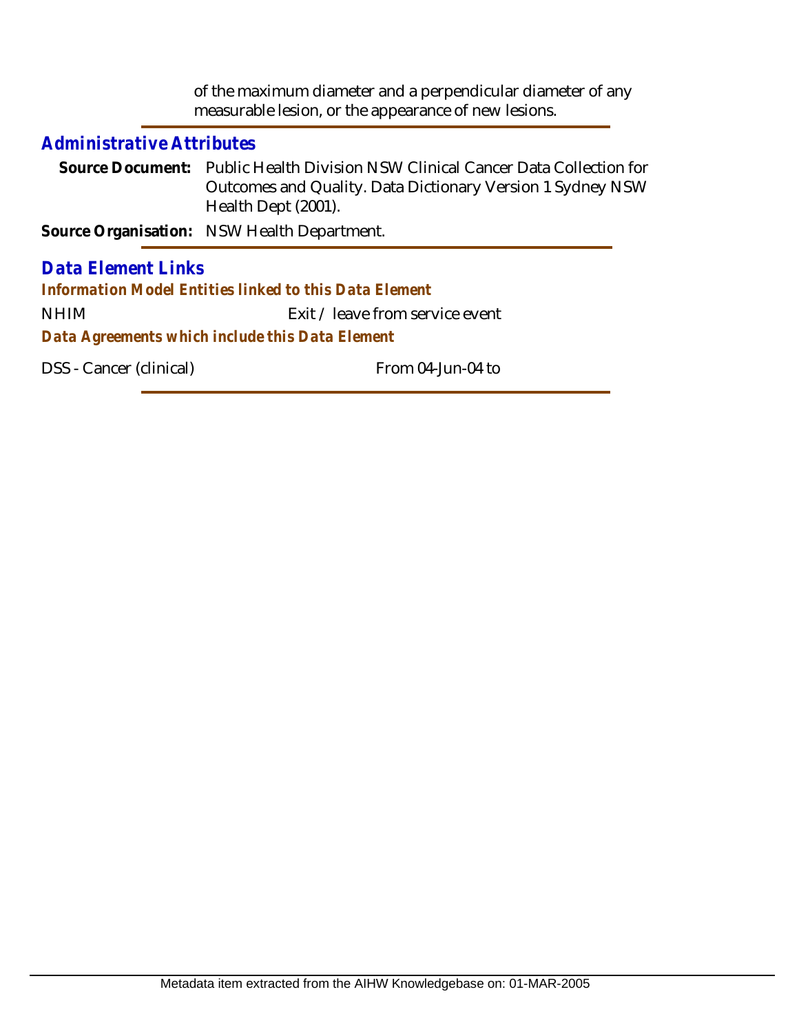of the maximum diameter and a perpendicular diameter of any measurable lesion, or the appearance of new lesions.

## Administrative Attributes

**Source Document:** Public Health Division NSW Clinical Cancer Data Collection for Outcomes and Quality. Data Dictionary Version 1 Sydney NSW Health Dept (2001).

**Source Organisation:** NSW Health Department.

## Data Element Links

### Information Model Entities linked to this Data Element

| | |
|---|---|
| NHIM | Exit / leave from service event |

### Data Agreements which include this Data Element

| | |
|---|---|
| DSS - Cancer (clinical) | From 04-Jun-04 to |

Metadata item extracted from the AIHW Knowledgebase on: 01-MAR-2005